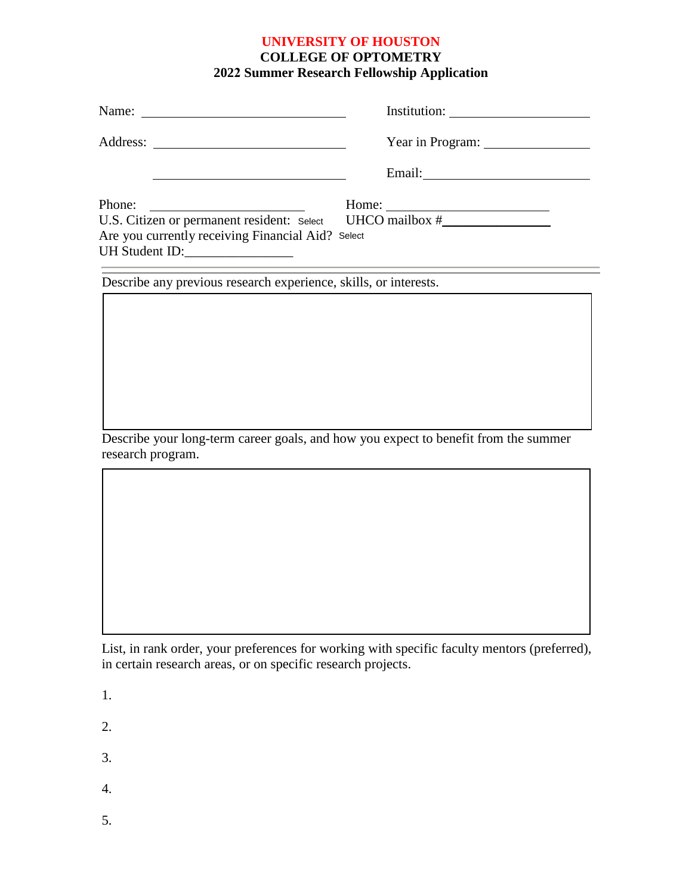**UNIVERSITY OF HOUSTON**
**COLLEGE OF OPTOMETRY**
**2022 Summer Research Fellowship Application**

Name: ______________________________ Institution: ______________________

Address: ____________________________ Year in Program: _________________

____________________________ Email: __________________________

Phone: _______________________ Home: __________________________

U.S. Citizen or permanent resident: Select UHCO mailbox #_______________

Are you currently receiving Financial Aid? Select

UH Student ID:________________

---

Describe any previous research experience, skills, or interests.

Describe your long-term career goals, and how you expect to benefit from the summer research program.

List, in rank order, your preferences for working with specific faculty mentors (preferred), in certain research areas, or on specific research projects.

1.

2.

3.

4.

5.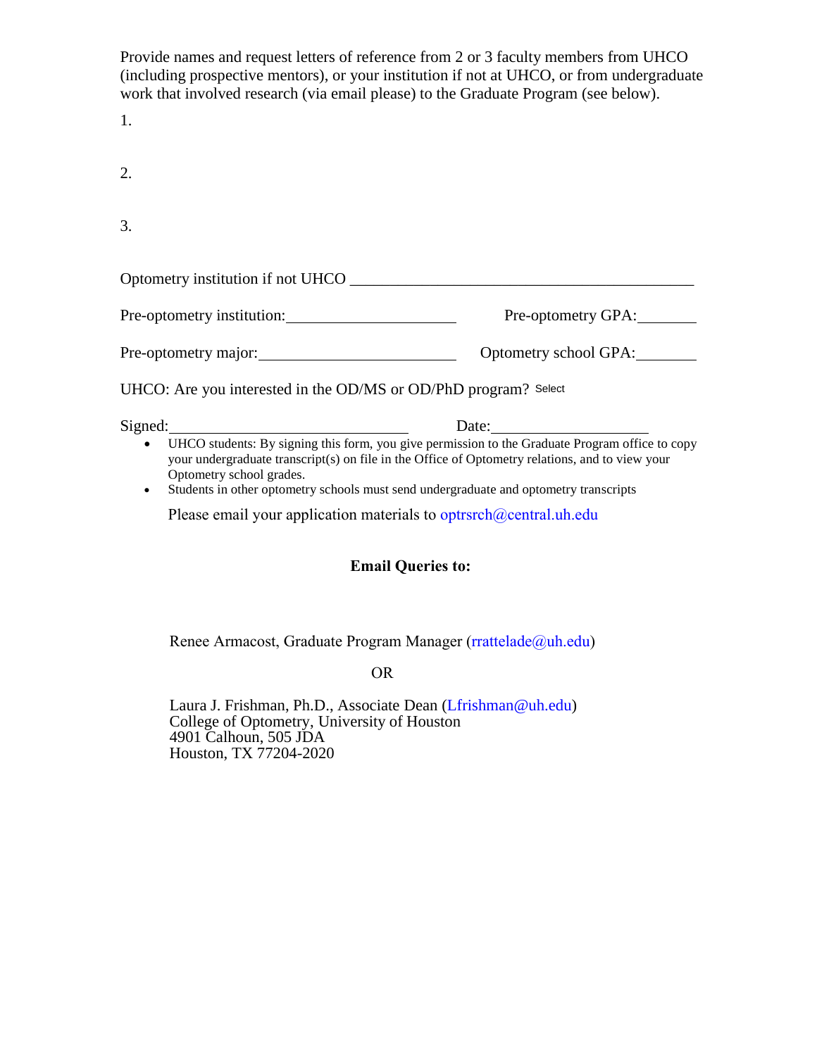Provide names and request letters of reference from 2 or 3 faculty members from UHCO (including prospective mentors), or your institution if not at UHCO, or from undergraduate work that involved research (via email please) to the Graduate Program (see below).

1.

2.

3.

Optometry institution if not UHCO ___________________________________________

Pre-optometry institution:______________________ Pre-optometry GPA:________

Pre-optometry major:__________________________ Optometry school GPA:________

UHCO: Are you interested in the OD/MS or OD/PhD program? Select

Signed:______________________________ Date:____________________

- UHCO students: By signing this form, you give permission to the Graduate Program office to copy your undergraduate transcript(s) on file in the Office of Optometry relations, and to view your Optometry school grades.
- Students in other optometry schools must send undergraduate and optometry transcripts

Please email your application materials to optrsrch@central.uh.edu

**Email Queries to:**

Renee Armacost, Graduate Program Manager (rrattelade@uh.edu)

OR

Laura J. Frishman, Ph.D., Associate Dean (Lfrishman@uh.edu)
College of Optometry, University of Houston
4901 Calhoun, 505 JDA
Houston, TX 77204-2020